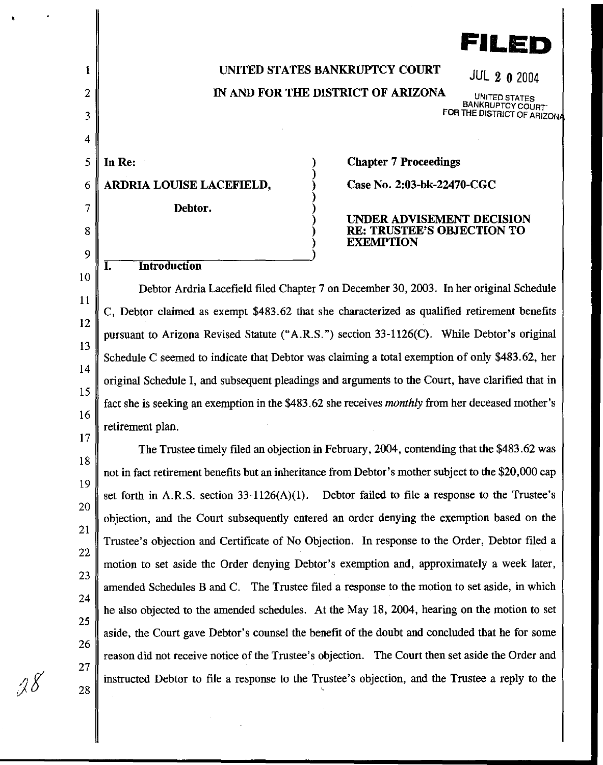**FILED**

JUL 20 2004

UNITED STATES BANKRUPTCY COURT FOR THE DISTRICT OF ARIZONA

**UNITED STATES BANKRUPTCY COURT**

**IN AND FOR THE DISTRICT OF ARIZONA**

| | |
|---|---|
| **In Re:** | **Chapter 7 Proceedings** |
| **ARDRIA LOUISE LACEFIELD,** | **Case No. 2:03-bk-22470-CGC** |
| **Debtor.** | **UNDER ADVISEMENT DECISION RE: TRUSTEE'S OBJECTION TO EXEMPTION** |

## I. Introduction

Debtor Ardria Lacefield filed Chapter 7 on December 30, 2003. In her original Schedule C, Debtor claimed as exempt $483.62 that she characterized as qualified retirement benefits pursuant to Arizona Revised Statute ("A.R.S.") section 33-1126(C). While Debtor's original Schedule C seemed to indicate that Debtor was claiming a total exemption of only $483.62, her original Schedule I, and subsequent pleadings and arguments to the Court, have clarified that in fact she is seeking an exemption in the $483.62 she receives *monthly* from her deceased mother's retirement plan.

The Trustee timely filed an objection in February, 2004, contending that the $483.62 was not in fact retirement benefits but an inheritance from Debtor's mother subject to the $20,000 cap set forth in A.R.S. section 33-1126(A)(1). Debtor failed to file a response to the Trustee's objection, and the Court subsequently entered an order denying the exemption based on the Trustee's objection and Certificate of No Objection. In response to the Order, Debtor filed a motion to set aside the Order denying Debtor's exemption and, approximately a week later, amended Schedules B and C. The Trustee filed a response to the motion to set aside, in which he also objected to the amended schedules. At the May 18, 2004, hearing on the motion to set aside, the Court gave Debtor's counsel the benefit of the doubt and concluded that he for some reason did not receive notice of the Trustee's objection. The Court then set aside the Order and instructed Debtor to file a response to the Trustee's objection, and the Trustee a reply to the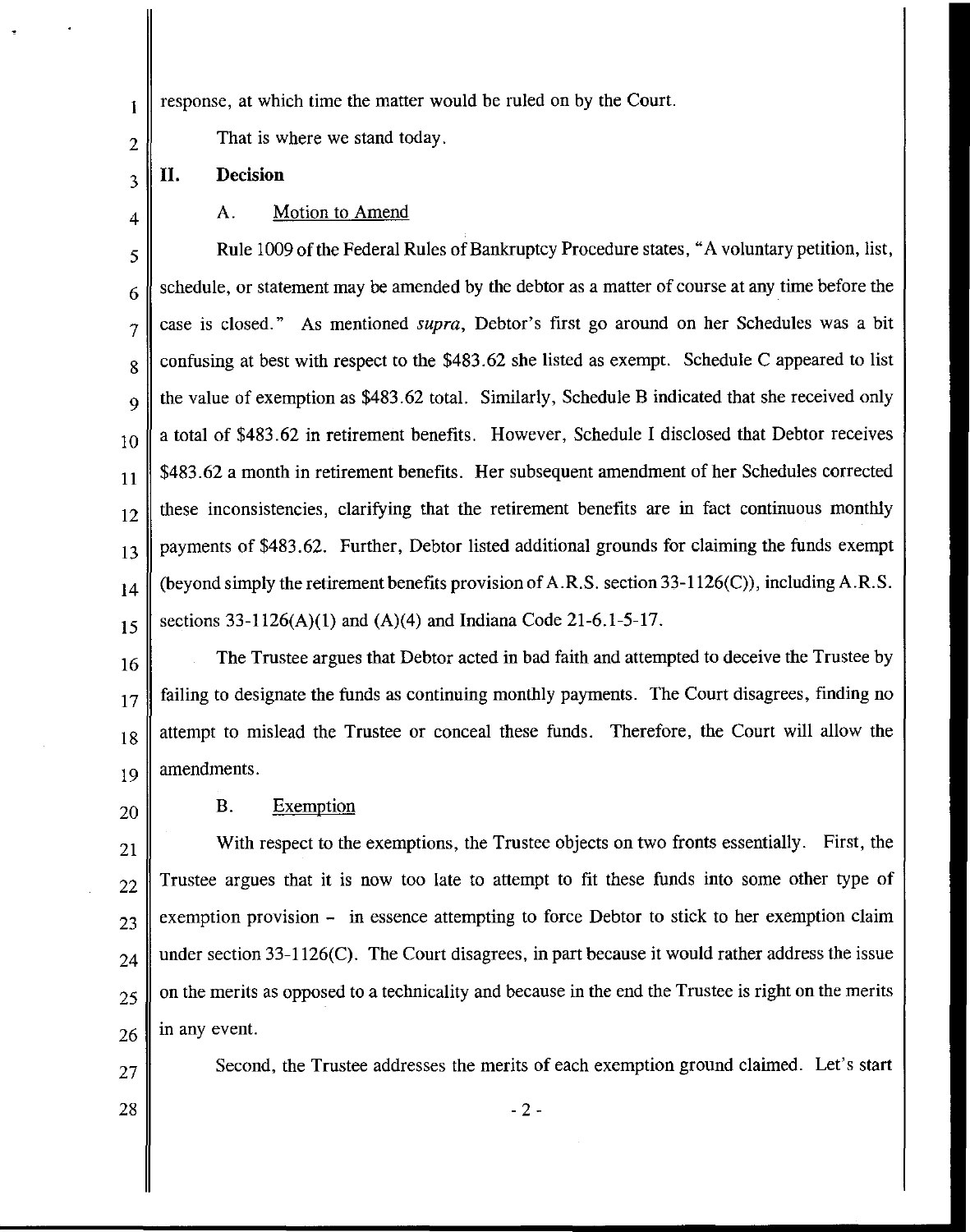response, at which time the matter would be ruled on by the Court.

That is where we stand today.

## II. Decision

### A. Motion to Amend

Rule 1009 of the Federal Rules of Bankruptcy Procedure states, "A voluntary petition, list, schedule, or statement may be amended by the debtor as a matter of course at any time before the case is closed." As mentioned *supra*, Debtor's first go around on her Schedules was a bit confusing at best with respect to the $483.62 she listed as exempt. Schedule C appeared to list the value of exemption as $483.62 total. Similarly, Schedule B indicated that she received only a total of $483.62 in retirement benefits. However, Schedule I disclosed that Debtor receives $483.62 a month in retirement benefits. Her subsequent amendment of her Schedules corrected these inconsistencies, clarifying that the retirement benefits are in fact continuous monthly payments of $483.62. Further, Debtor listed additional grounds for claiming the funds exempt (beyond simply the retirement benefits provision of A.R.S. section 33-1126(C)), including A.R.S. sections 33-1126(A)(1) and (A)(4) and Indiana Code 21-6.1-5-17.

The Trustee argues that Debtor acted in bad faith and attempted to deceive the Trustee by failing to designate the funds as continuing monthly payments. The Court disagrees, finding no attempt to mislead the Trustee or conceal these funds. Therefore, the Court will allow the amendments.

### B. Exemption

With respect to the exemptions, the Trustee objects on two fronts essentially. First, the Trustee argues that it is now too late to attempt to fit these funds into some other type of exemption provision – in essence attempting to force Debtor to stick to her exemption claim under section 33-1126(C). The Court disagrees, in part because it would rather address the issue on the merits as opposed to a technicality and because in the end the Trustee is right on the merits in any event.

Second, the Trustee addresses the merits of each exemption ground claimed. Let's start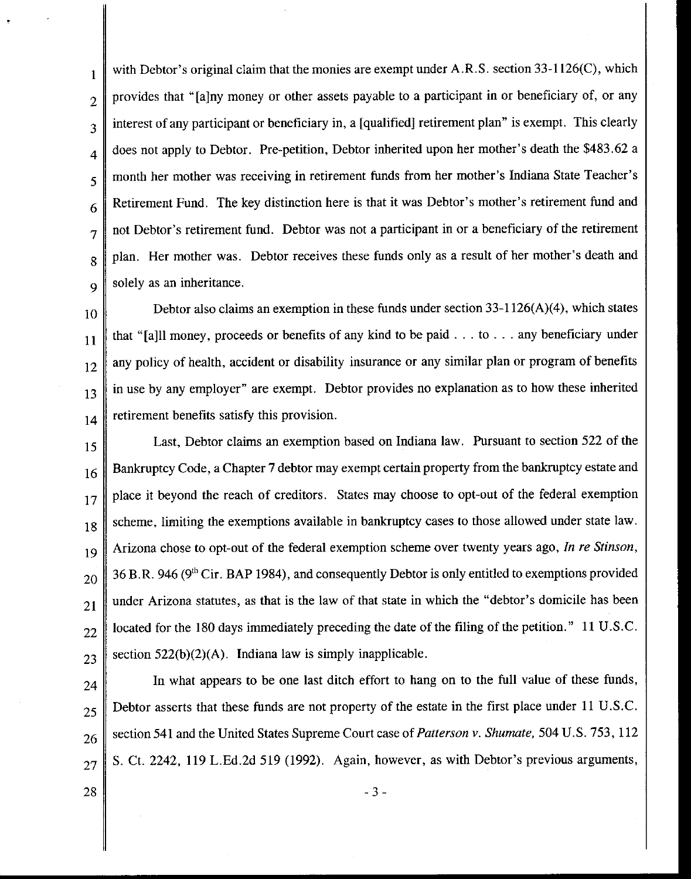with Debtor's original claim that the monies are exempt under A.R.S. section 33-1126(C), which provides that "[a]ny money or other assets payable to a participant in or beneficiary of, or any interest of any participant or beneficiary in, a [qualified] retirement plan" is exempt. This clearly does not apply to Debtor. Pre-petition, Debtor inherited upon her mother's death the $483.62 a month her mother was receiving in retirement funds from her mother's Indiana State Teacher's Retirement Fund. The key distinction here is that it was Debtor's mother's retirement fund and not Debtor's retirement fund. Debtor was not a participant in or a beneficiary of the retirement plan. Her mother was. Debtor receives these funds only as a result of her mother's death and solely as an inheritance.

Debtor also claims an exemption in these funds under section 33-1126(A)(4), which states that "[a]ll money, proceeds or benefits of any kind to be paid . . . to . . . any beneficiary under any policy of health, accident or disability insurance or any similar plan or program of benefits in use by any employer" are exempt. Debtor provides no explanation as to how these inherited retirement benefits satisfy this provision.

Last, Debtor claims an exemption based on Indiana law. Pursuant to section 522 of the Bankruptcy Code, a Chapter 7 debtor may exempt certain property from the bankruptcy estate and place it beyond the reach of creditors. States may choose to opt-out of the federal exemption scheme, limiting the exemptions available in bankruptcy cases to those allowed under state law. Arizona chose to opt-out of the federal exemption scheme over twenty years ago, *In re Stinson*, 36 B.R. 946 (9th Cir. BAP 1984), and consequently Debtor is only entitled to exemptions provided under Arizona statutes, as that is the law of that state in which the "debtor's domicile has been located for the 180 days immediately preceding the date of the filing of the petition." 11 U.S.C. section 522(b)(2)(A). Indiana law is simply inapplicable.

In what appears to be one last ditch effort to hang on to the full value of these funds, Debtor asserts that these funds are not property of the estate in the first place under 11 U.S.C. section 541 and the United States Supreme Court case of *Patterson v. Shumate*, 504 U.S. 753, 112 S. Ct. 2242, 119 L.Ed.2d 519 (1992). Again, however, as with Debtor's previous arguments,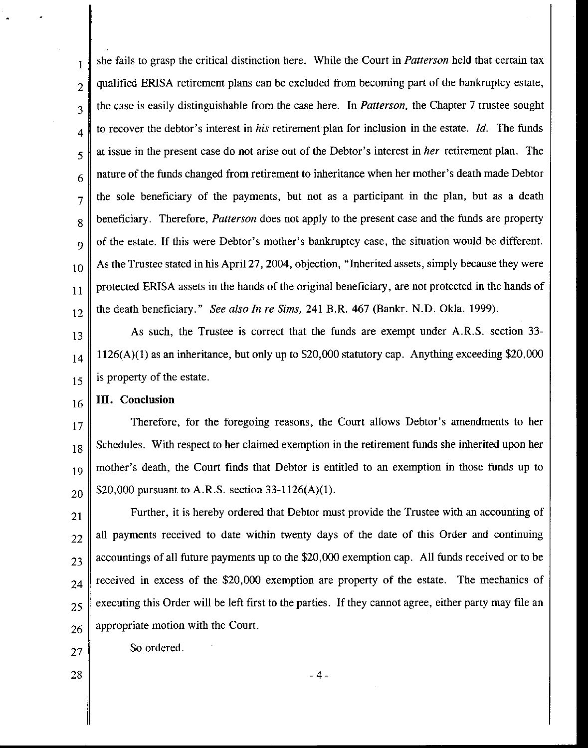she fails to grasp the critical distinction here. While the Court in *Patterson* held that certain tax qualified ERISA retirement plans can be excluded from becoming part of the bankruptcy estate, the case is easily distinguishable from the case here. In *Patterson,* the Chapter 7 trustee sought to recover the debtor's interest in *his* retirement plan for inclusion in the estate. *Id.* The funds at issue in the present case do not arise out of the Debtor's interest in *her* retirement plan. The nature of the funds changed from retirement to inheritance when her mother's death made Debtor the sole beneficiary of the payments, but not as a participant in the plan, but as a death beneficiary. Therefore, *Patterson* does not apply to the present case and the funds are property of the estate. If this were Debtor's mother's bankruptcy case, the situation would be different. As the Trustee stated in his April 27, 2004, objection, "Inherited assets, simply because they were protected ERISA assets in the hands of the original beneficiary, are not protected in the hands of the death beneficiary." *See also In re Sims,* 241 B.R. 467 (Bankr. N.D. Okla. 1999).

As such, the Trustee is correct that the funds are exempt under A.R.S. section 33-1126(A)(1) as an inheritance, but only up to $20,000 statutory cap. Anything exceeding $20,000 is property of the estate.

## III. Conclusion

Therefore, for the foregoing reasons, the Court allows Debtor's amendments to her Schedules. With respect to her claimed exemption in the retirement funds she inherited upon her mother's death, the Court finds that Debtor is entitled to an exemption in those funds up to $20,000 pursuant to A.R.S. section 33-1126(A)(1).

Further, it is hereby ordered that Debtor must provide the Trustee with an accounting of all payments received to date within twenty days of the date of this Order and continuing accountings of all future payments up to the $20,000 exemption cap. All funds received or to be received in excess of the $20,000 exemption are property of the estate. The mechanics of executing this Order will be left first to the parties. If they cannot agree, either party may file an appropriate motion with the Court.

So ordered.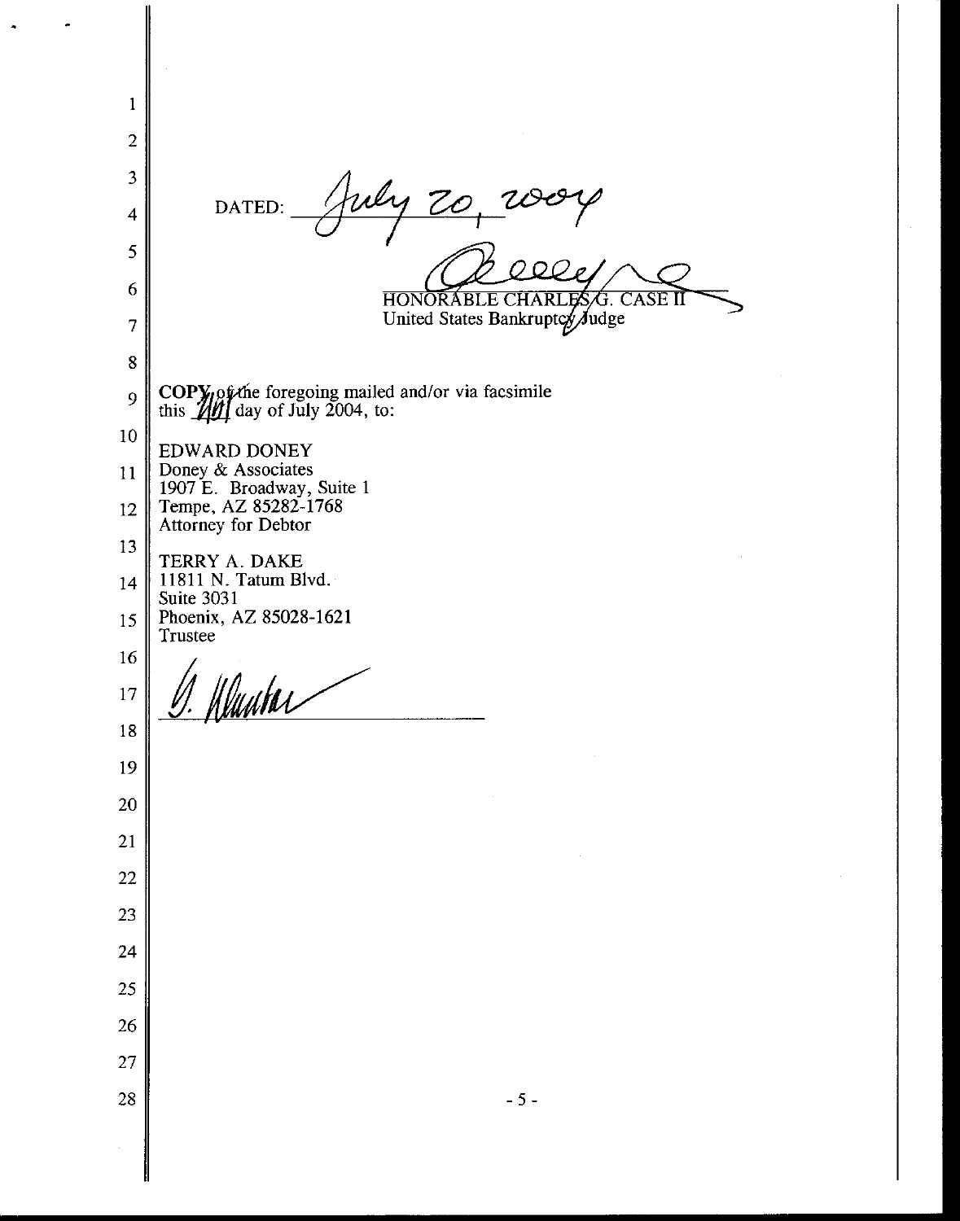DATED: July 20, 2004

HONORABLE CHARLES G. CASE II
United States Bankruptcy Judge

**COPY** of the foregoing mailed and/or via facsimile
this 20 day of July 2004, to:

EDWARD DONEY
Doney & Associates
1907 E. Broadway, Suite 1
Tempe, AZ 85282-1768
Attorney for Debtor

TERRY A. DAKE
11811 N. Tatum Blvd.
Suite 3031
Phoenix, AZ 85028-1621
Trustee